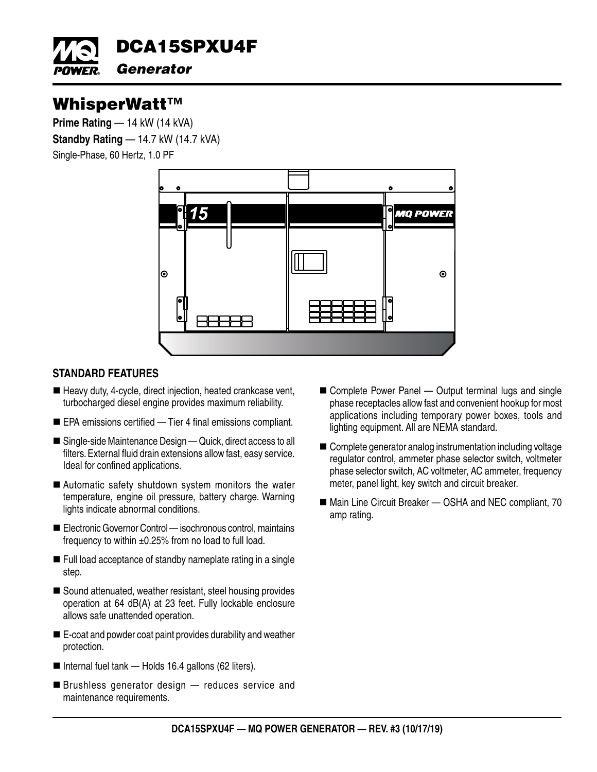# DCA15SPXU4F

## *Generator*

# WhisperWatt™

**Prime Rating** — 14 kW (14 kVA)

**Standby Rating** — 14.7 kW (14.7 kVA)

Single-Phase, 60 Hertz, 1.0 PF

### STANDARD FEATURES

- Heavy duty, 4-cycle, direct injection, heated crankcase vent, turbocharged diesel engine provides maximum reliability.
- EPA emissions certified — Tier 4 final emissions compliant.
- Single-side Maintenance Design — Quick, direct access to all filters. External fluid drain extensions allow fast, easy service. Ideal for confined applications.
- Automatic safety shutdown system monitors the water temperature, engine oil pressure, battery charge. Warning lights indicate abnormal conditions.
- Electronic Governor Control — isochronous control, maintains frequency to within ±0.25% from no load to full load.
- Full load acceptance of standby nameplate rating in a single step.
- Sound attenuated, weather resistant, steel housing provides operation at 64 dB(A) at 23 feet. Fully lockable enclosure allows safe unattended operation.
- E-coat and powder coat paint provides durability and weather protection.
- Internal fuel tank — Holds 16.4 gallons (62 liters).
- Brushless generator design — reduces service and maintenance requirements.
- Complete Power Panel — Output terminal lugs and single phase receptacles allow fast and convenient hookup for most applications including temporary power boxes, tools and lighting equipment. All are NEMA standard.
- Complete generator analog instrumentation including voltage regulator control, ammeter phase selector switch, voltmeter phase selector switch, AC voltmeter, AC ammeter, frequency meter, panel light, key switch and circuit breaker.
- Main Line Circuit Breaker — OSHA and NEC compliant, 70 amp rating.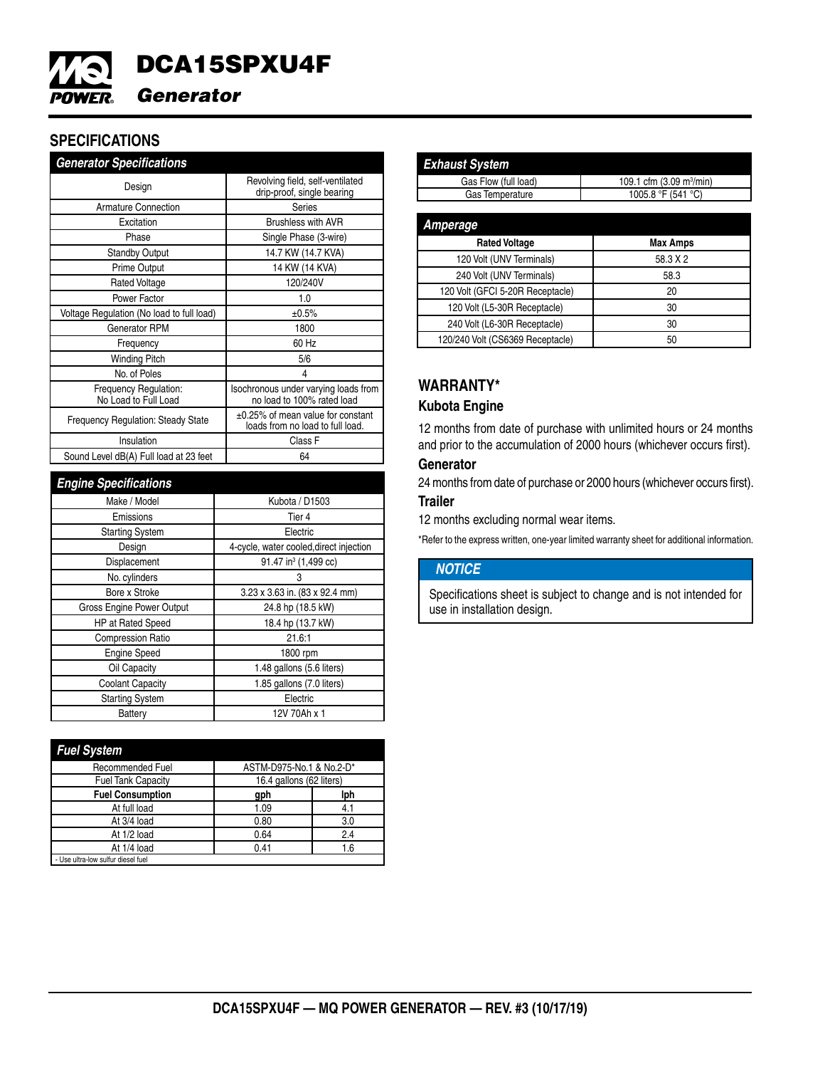# DCA15SPXU4F

## *Generator*

## SPECIFICATIONS

| *Generator Specifications* | |
|---|---|
| Design | Revolving field, self-ventilated drip-proof, single bearing |
| Armature Connection | Series |
| Excitation | Brushless with AVR |
| Phase | Single Phase (3-wire) |
| Standby Output | 14.7 KW (14.7 KVA) |
| Prime Output | 14 KW (14 KVA) |
| Rated Voltage | 120/240V |
| Power Factor | 1.0 |
| Voltage Regulation (No load to full load) | ±0.5% |
| Generator RPM | 1800 |
| Frequency | 60 Hz |
| Winding Pitch | 5/6 |
| No. of Poles | 4 |
| Frequency Regulation: No Load to Full Load | Isochronous under varying loads from no load to 100% rated load |
| Frequency Regulation: Steady State | ±0.25% of mean value for constant loads from no load to full load. |
| Insulation | Class F |
| Sound Level dB(A) Full load at 23 feet | 64 |

| *Engine Specifications* | |
|---|---|
| Make / Model | Kubota / D1503 |
| Emissions | Tier 4 |
| Starting System | Electric |
| Design | 4-cycle, water cooled,direct injection |
| Displacement | 91.47 in³ (1,499 cc) |
| No. cylinders | 3 |
| Bore x Stroke | 3.23 x 3.63 in. (83 x 92.4 mm) |
| Gross Engine Power Output | 24.8 hp (18.5 kW) |
| HP at Rated Speed | 18.4 hp (13.7 kW) |
| Compression Ratio | 21.6:1 |
| Engine Speed | 1800 rpm |
| Oil Capacity | 1.48 gallons (5.6 liters) |
| Coolant Capacity | 1.85 gallons (7.0 liters) |
| Starting System | Electric |
| Battery | 12V 70Ah x 1 |

| *Fuel System* | | |
|---|---|---|
| Recommended Fuel | ASTM-D975-No.1 & No.2-D* | |
| Fuel Tank Capacity | 16.4 gallons (62 liters) | |
| **Fuel Consumption** | **gph** | **lph** |
| At full load | 1.09 | 4.1 |
| At 3/4 load | 0.80 | 3.0 |
| At 1/2 load | 0.64 | 2.4 |
| At 1/4 load | 0.41 | 1.6 |

- Use ultra-low sulfur diesel fuel

| *Exhaust System* | |
|---|---|
| Gas Flow (full load) | 109.1 cfm (3.09 m³/min) |
| Gas Temperature | 1005.8 °F (541 °C) |

| *Amperage* | |
|---|---|
| **Rated Voltage** | **Max Amps** |
| 120 Volt (UNV Terminals) | 58.3 X 2 |
| 240 Volt (UNV Terminals) | 58.3 |
| 120 Volt (GFCI 5-20R Receptacle) | 20 |
| 120 Volt (L5-30R Receptacle) | 30 |
| 240 Volt (L6-30R Receptacle) | 30 |
| 120/240 Volt (CS6369 Receptacle) | 50 |

## WARRANTY*

### Kubota Engine

12 months from date of purchase with unlimited hours or 24 months and prior to the accumulation of 2000 hours (whichever occurs first).

### Generator

24 months from date of purchase or 2000 hours (whichever occurs first).

### Trailer

12 months excluding normal wear items.

*Refer to the express written, one-year limited warranty sheet for additional information.

### *NOTICE*

Specifications sheet is subject to change and is not intended for use in installation design.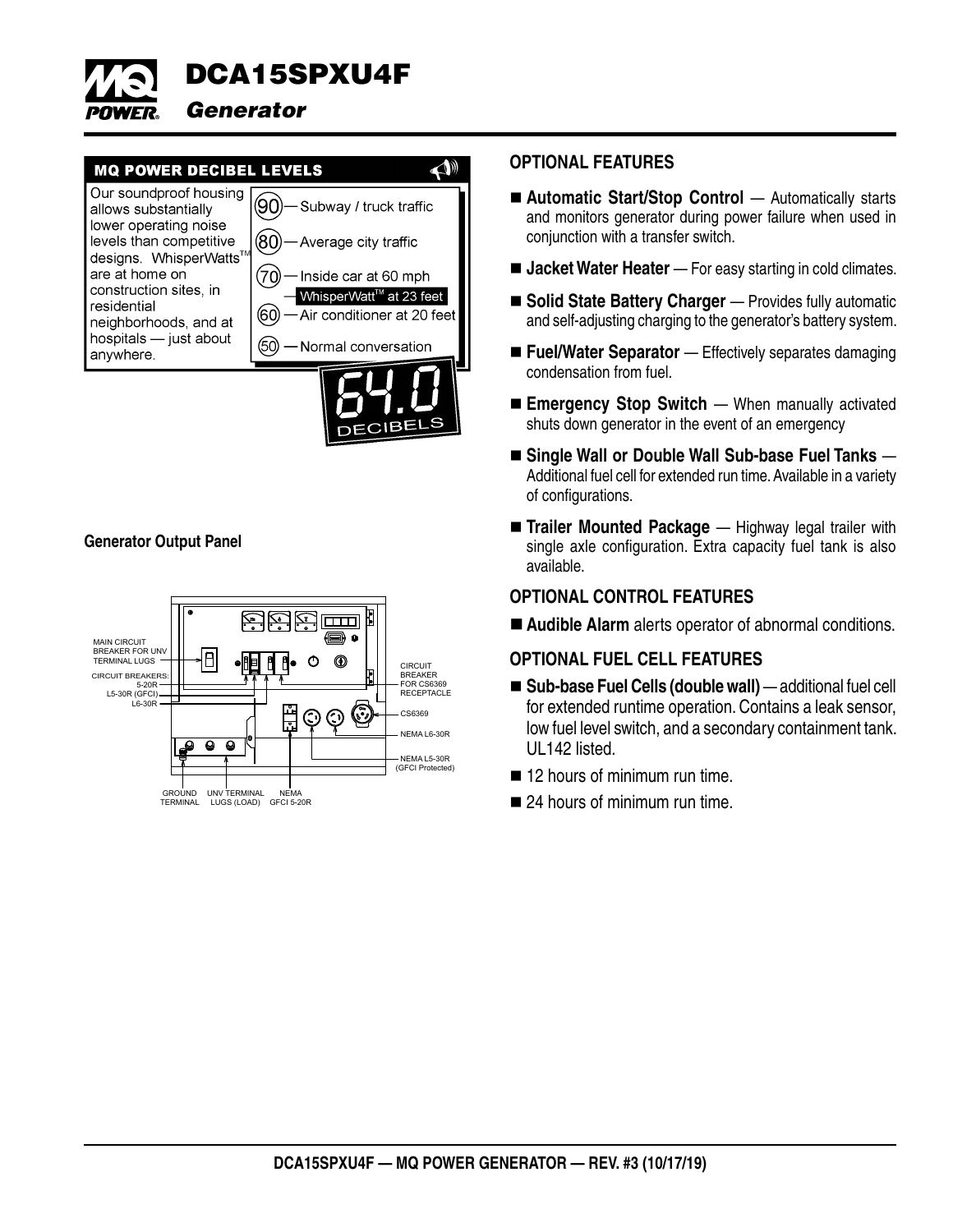## MQ POWER DECIBEL LEVELS

Our soundproof housing allows substantially lower operating noise levels than competitive designs. WhisperWatts™ are at home on construction sites, in residential neighborhoods, and at hospitals — just about anywhere.

- 90 — Subway / truck traffic
- 80 — Average city traffic
- 70 — Inside car at 60 mph
- WhisperWatt™ at 23 feet
- 60 — Air conditioner at 20 feet
- 50 — Normal conversation

64.0 DECIBELS

**Generator Output Panel**

MAIN CIRCUIT BREAKER FOR UNV TERMINAL LUGS

CIRCUIT BREAKERS: 5-20R, L5-30R (GFCI), L6-30R

CIRCUIT BREAKER FOR CS6369 RECEPTACLE

CS6369

NEMA L6-30R

NEMA L5-30R (GFCI Protected)

GROUND TERMINAL

UNV TERMINAL LUGS (LOAD)

NEMA GFCI 5-20R

## OPTIONAL FEATURES

- **Automatic Start/Stop Control** — Automatically starts and monitors generator during power failure when used in conjunction with a transfer switch.
- **Jacket Water Heater** — For easy starting in cold climates.
- **Solid State Battery Charger** — Provides fully automatic and self-adjusting charging to the generator's battery system.
- **Fuel/Water Separator** — Effectively separates damaging condensation from fuel.
- **Emergency Stop Switch** — When manually activated shuts down generator in the event of an emergency
- **Single Wall or Double Wall Sub-base Fuel Tanks** — Additional fuel cell for extended run time. Available in a variety of configurations.
- **Trailer Mounted Package** — Highway legal trailer with single axle configuration. Extra capacity fuel tank is also available.

## OPTIONAL CONTROL FEATURES

- **Audible Alarm** alerts operator of abnormal conditions.

## OPTIONAL FUEL CELL FEATURES

- **Sub-base Fuel Cells (double wall)** — additional fuel cell for extended runtime operation. Contains a leak sensor, low fuel level switch, and a secondary containment tank. UL142 listed.
- 12 hours of minimum run time.
- 24 hours of minimum run time.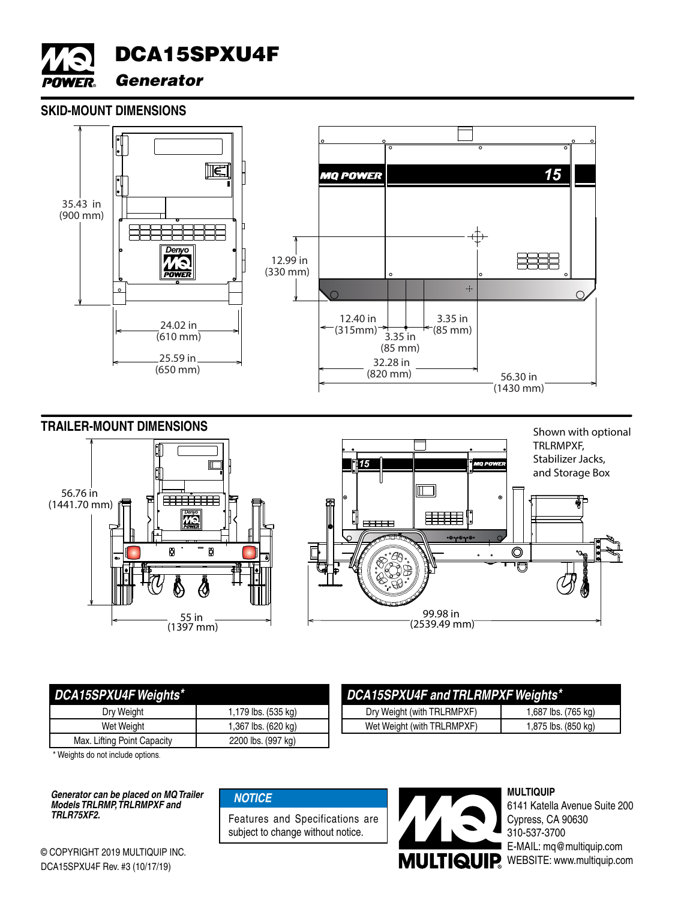# DCA15SPXU4F

## *Generator*

### SKID-MOUNT DIMENSIONS

35.43 in
(900 mm)

24.02 in
(610 mm)

25.59 in
(650 mm)

MQ POWER

15

12.99 in
(330 mm)

12.40 in
(315mm)

3.35 in
(85 mm)

3.35 in
(85 mm)

32.28 in
(820 mm)

56.30 in
(1430 mm)

### TRAILER-MOUNT DIMENSIONS

56.76 in
(1441.70 mm)

55 in
(1397 mm)

Shown with optional TRLRMPXF, Stabilizer Jacks, and Storage Box

99.98 in
(2539.49 mm)

| *DCA15SPXU4F Weights** | |
|---|---|
| Dry Weight | 1,179 lbs. (535 kg) |
| Wet Weight | 1,367 lbs. (620 kg) |
| Max. Lifting Point Capacity | 2200 lbs. (997 kg) |

\* Weights do not include options.

| *DCA15SPXU4F and TRLRMPXF Weights** | |
|---|---|
| Dry Weight (with TRLRMPXF) | 1,687 lbs. (765 kg) |
| Wet Weight (with TRLRMPXF) | 1,875 lbs. (850 kg) |

***Generator can be placed on MQ Trailer Models TRLRMP, TRLRMPXF and TRLR75XF2.***

**NOTICE**

Features and Specifications are subject to change without notice.

**MULTIQUIP**
6141 Katella Avenue Suite 200
Cypress, CA 90630
310-537-3700
E-MAIL: mq@multiquip.com
WEBSITE: www.multiquip.com

© COPYRIGHT 2019 MULTIQUIP INC.
DCA15SPXU4F Rev. #3 (10/17/19)